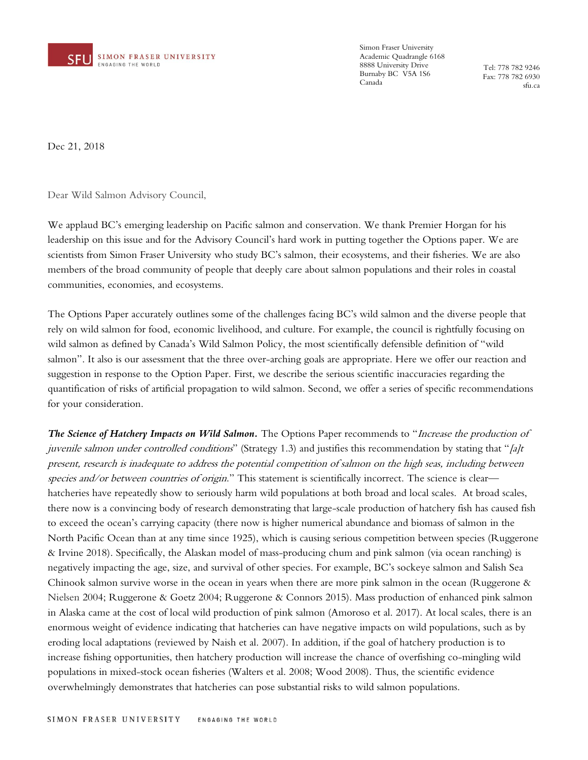Simon Fraser University
Academic Quadrangle 6168
8888 University Drive
Burnaby BC V5A 1S6
Canada

Tel: 778 782 9246
Fax: 778 782 6930
sfu.ca

Dec 21, 2018

Dear Wild Salmon Advisory Council,

We applaud BC's emerging leadership on Pacific salmon and conservation. We thank Premier Horgan for his leadership on this issue and for the Advisory Council's hard work in putting together the Options paper. We are scientists from Simon Fraser University who study BC's salmon, their ecosystems, and their fisheries. We are also members of the broad community of people that deeply care about salmon populations and their roles in coastal communities, economies, and ecosystems.

The Options Paper accurately outlines some of the challenges facing BC's wild salmon and the diverse people that rely on wild salmon for food, economic livelihood, and culture. For example, the council is rightfully focusing on wild salmon as defined by Canada's Wild Salmon Policy, the most scientifically defensible definition of "wild salmon". It also is our assessment that the three over-arching goals are appropriate. Here we offer our reaction and suggestion in response to the Option Paper. First, we describe the serious scientific inaccuracies regarding the quantification of risks of artificial propagation to wild salmon. Second, we offer a series of specific recommendations for your consideration.

***The Science of Hatchery Impacts on Wild Salmon.*** The Options Paper recommends to "*Increase the production of juvenile salmon under controlled conditions*" (Strategy 1.3) and justifies this recommendation by stating that "*[a]t present, research is inadequate to address the potential competition of salmon on the high seas, including between species and/or between countries of origin.*" This statement is scientifically incorrect. The science is clear—hatcheries have repeatedly show to seriously harm wild populations at both broad and local scales. At broad scales, there now is a convincing body of research demonstrating that large-scale production of hatchery fish has caused fish to exceed the ocean's carrying capacity (there now is higher numerical abundance and biomass of salmon in the North Pacific Ocean than at any time since 1925), which is causing serious competition between species (Ruggerone & Irvine 2018). Specifically, the Alaskan model of mass-producing chum and pink salmon (via ocean ranching) is negatively impacting the age, size, and survival of other species. For example, BC's sockeye salmon and Salish Sea Chinook salmon survive worse in the ocean in years when there are more pink salmon in the ocean (Ruggerone & Nielsen 2004; Ruggerone & Goetz 2004; Ruggerone & Connors 2015). Mass production of enhanced pink salmon in Alaska came at the cost of local wild production of pink salmon (Amoroso et al. 2017). At local scales, there is an enormous weight of evidence indicating that hatcheries can have negative impacts on wild populations, such as by eroding local adaptations (reviewed by Naish et al. 2007). In addition, if the goal of hatchery production is to increase fishing opportunities, then hatchery production will increase the chance of overfishing co-mingling wild populations in mixed-stock ocean fisheries (Walters et al. 2008; Wood 2008). Thus, the scientific evidence overwhelmingly demonstrates that hatcheries can pose substantial risks to wild salmon populations.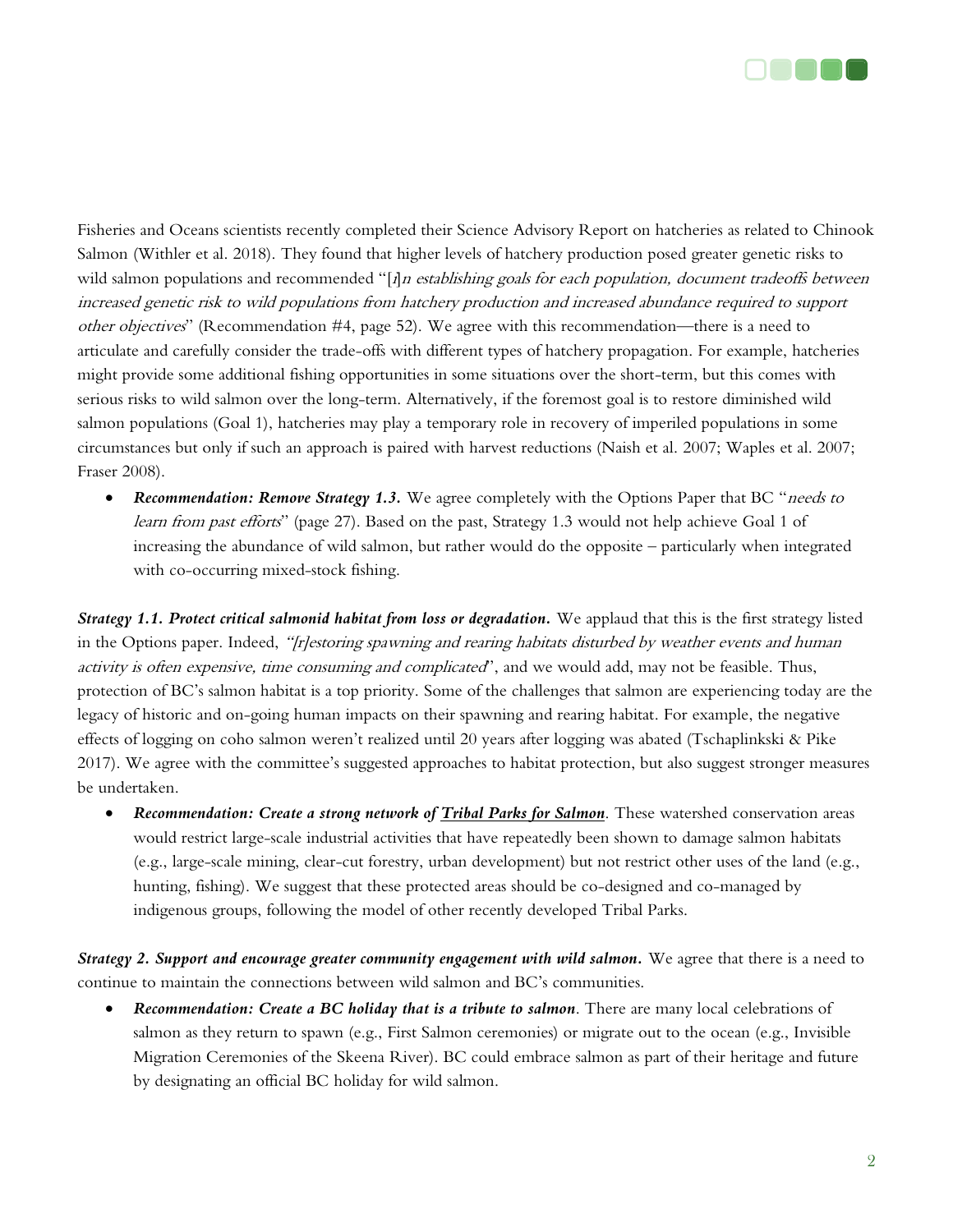Fisheries and Oceans scientists recently completed their Science Advisory Report on hatcheries as related to Chinook Salmon (Withler et al. 2018). They found that higher levels of hatchery production posed greater genetic risks to wild salmon populations and recommended "[*i*]*n establishing goals for each population, document tradeoffs between increased genetic risk to wild populations from hatchery production and increased abundance required to support other objectives*" (Recommendation #4, page 52). We agree with this recommendation—there is a need to articulate and carefully consider the trade-offs with different types of hatchery propagation. For example, hatcheries might provide some additional fishing opportunities in some situations over the short-term, but this comes with serious risks to wild salmon over the long-term. Alternatively, if the foremost goal is to restore diminished wild salmon populations (Goal 1), hatcheries may play a temporary role in recovery of imperiled populations in some circumstances but only if such an approach is paired with harvest reductions (Naish et al. 2007; Waples et al. 2007; Fraser 2008).

- ***Recommendation: Remove Strategy 1.3.*** We agree completely with the Options Paper that BC "*needs to learn from past efforts*" (page 27). Based on the past, Strategy 1.3 would not help achieve Goal 1 of increasing the abundance of wild salmon, but rather would do the opposite – particularly when integrated with co-occurring mixed-stock fishing.

***Strategy 1.1. Protect critical salmonid habitat from loss or degradation.*** We applaud that this is the first strategy listed in the Options paper. Indeed, *"[r]estoring spawning and rearing habitats disturbed by weather events and human activity is often expensive, time consuming and complicated*", and we would add, may not be feasible. Thus, protection of BC's salmon habitat is a top priority. Some of the challenges that salmon are experiencing today are the legacy of historic and on-going human impacts on their spawning and rearing habitat. For example, the negative effects of logging on coho salmon weren't realized until 20 years after logging was abated (Tschaplinkski & Pike 2017). We agree with the committee's suggested approaches to habitat protection, but also suggest stronger measures be undertaken.

- ***Recommendation: Create a strong network of Tribal Parks for Salmon.*** These watershed conservation areas would restrict large-scale industrial activities that have repeatedly been shown to damage salmon habitats (e.g., large-scale mining, clear-cut forestry, urban development) but not restrict other uses of the land (e.g., hunting, fishing). We suggest that these protected areas should be co-designed and co-managed by indigenous groups, following the model of other recently developed Tribal Parks.

***Strategy 2. Support and encourage greater community engagement with wild salmon.*** We agree that there is a need to continue to maintain the connections between wild salmon and BC's communities.

- ***Recommendation: Create a BC holiday that is a tribute to salmon.*** There are many local celebrations of salmon as they return to spawn (e.g., First Salmon ceremonies) or migrate out to the ocean (e.g., Invisible Migration Ceremonies of the Skeena River). BC could embrace salmon as part of their heritage and future by designating an official BC holiday for wild salmon.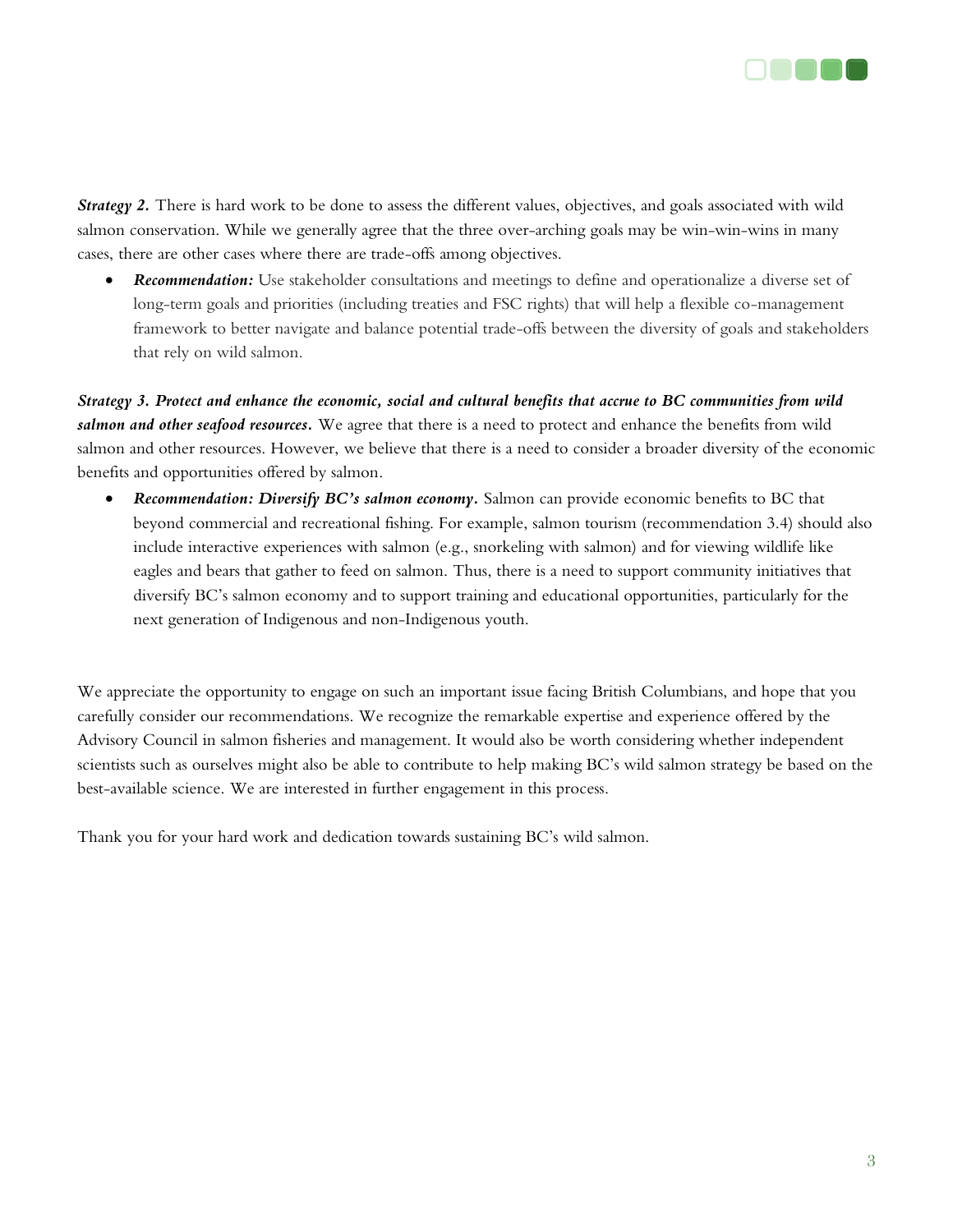***Strategy 2.*** There is hard work to be done to assess the different values, objectives, and goals associated with wild salmon conservation. While we generally agree that the three over-arching goals may be win-win-wins in many cases, there are other cases where there are trade-offs among objectives.

- ***Recommendation:*** Use stakeholder consultations and meetings to define and operationalize a diverse set of long-term goals and priorities (including treaties and FSC rights) that will help a flexible co-management framework to better navigate and balance potential trade-offs between the diversity of goals and stakeholders that rely on wild salmon.

***Strategy 3. Protect and enhance the economic, social and cultural benefits that accrue to BC communities from wild salmon and other seafood resources.*** We agree that there is a need to protect and enhance the benefits from wild salmon and other resources. However, we believe that there is a need to consider a broader diversity of the economic benefits and opportunities offered by salmon.

- ***Recommendation: Diversify BC's salmon economy.*** Salmon can provide economic benefits to BC that beyond commercial and recreational fishing. For example, salmon tourism (recommendation 3.4) should also include interactive experiences with salmon (e.g., snorkeling with salmon) and for viewing wildlife like eagles and bears that gather to feed on salmon. Thus, there is a need to support community initiatives that diversify BC's salmon economy and to support training and educational opportunities, particularly for the next generation of Indigenous and non-Indigenous youth.

We appreciate the opportunity to engage on such an important issue facing British Columbians, and hope that you carefully consider our recommendations. We recognize the remarkable expertise and experience offered by the Advisory Council in salmon fisheries and management. It would also be worth considering whether independent scientists such as ourselves might also be able to contribute to help making BC's wild salmon strategy be based on the best-available science. We are interested in further engagement in this process.

Thank you for your hard work and dedication towards sustaining BC's wild salmon.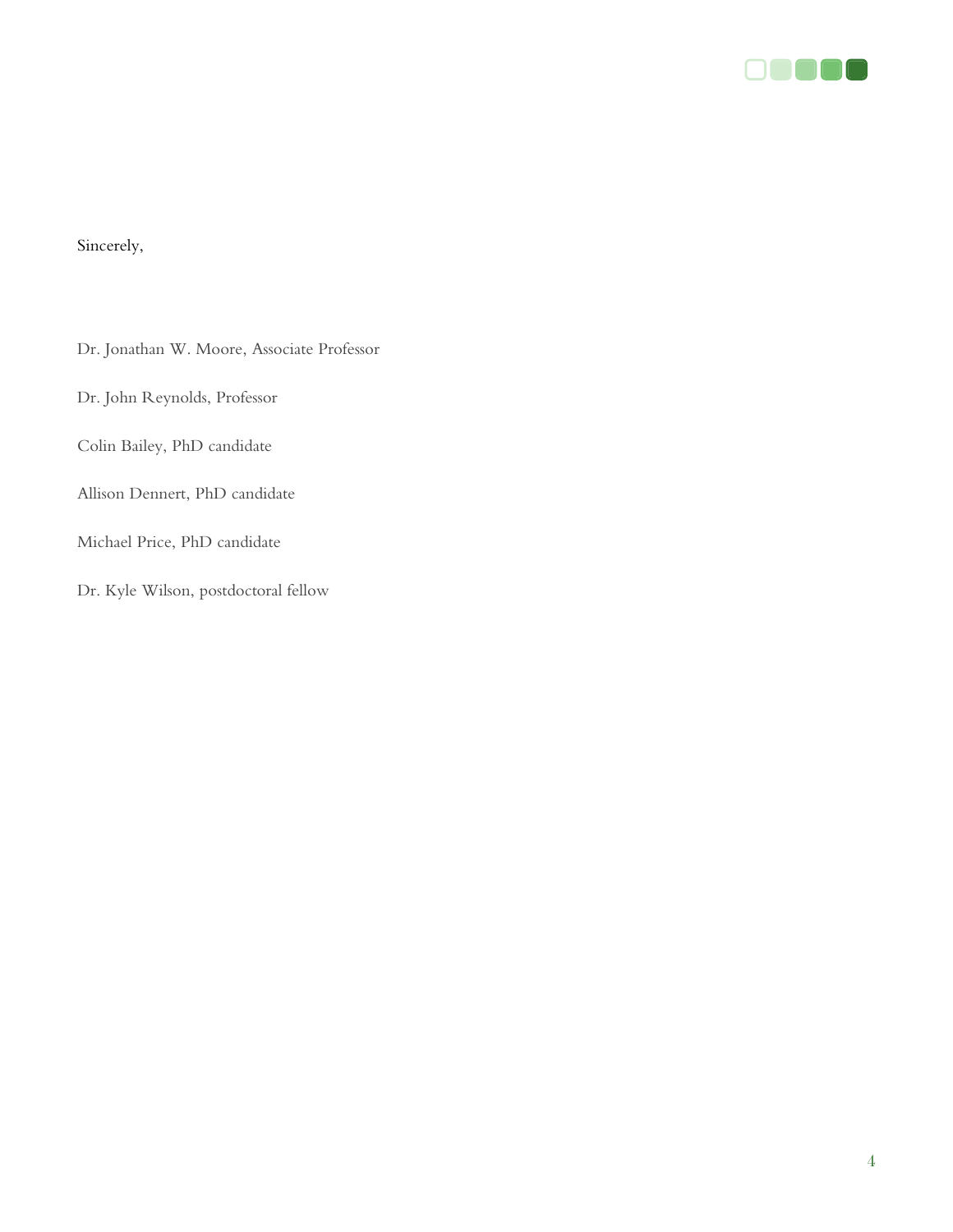Sincerely,

Dr. Jonathan W. Moore, Associate Professor

Dr. John Reynolds, Professor

Colin Bailey, PhD candidate

Allison Dennert, PhD candidate

Michael Price, PhD candidate

Dr. Kyle Wilson, postdoctoral fellow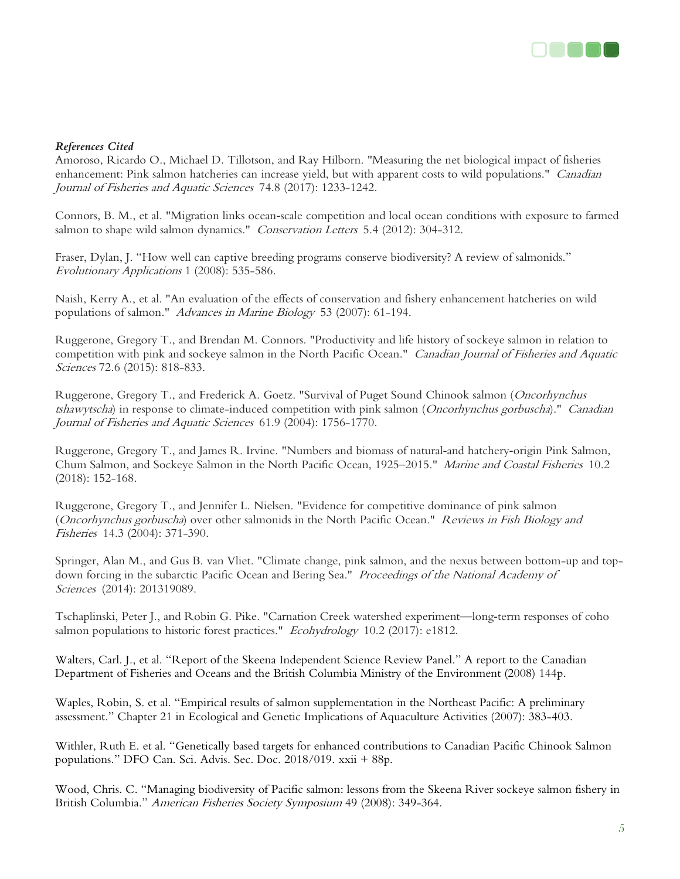***References Cited***

Amoroso, Ricardo O., Michael D. Tillotson, and Ray Hilborn. "Measuring the net biological impact of fisheries enhancement: Pink salmon hatcheries can increase yield, but with apparent costs to wild populations." *Canadian Journal of Fisheries and Aquatic Sciences* 74.8 (2017): 1233-1242.

Connors, B. M., et al. "Migration links ocean-scale competition and local ocean conditions with exposure to farmed salmon to shape wild salmon dynamics." *Conservation Letters* 5.4 (2012): 304-312.

Fraser, Dylan, J. "How well can captive breeding programs conserve biodiversity? A review of salmonids." *Evolutionary Applications* 1 (2008): 535-586.

Naish, Kerry A., et al. "An evaluation of the effects of conservation and fishery enhancement hatcheries on wild populations of salmon." *Advances in Marine Biology* 53 (2007): 61-194.

Ruggerone, Gregory T., and Brendan M. Connors. "Productivity and life history of sockeye salmon in relation to competition with pink and sockeye salmon in the North Pacific Ocean." *Canadian Journal of Fisheries and Aquatic Sciences* 72.6 (2015): 818-833.

Ruggerone, Gregory T., and Frederick A. Goetz. "Survival of Puget Sound Chinook salmon (*Oncorhynchus tshawytscha*) in response to climate-induced competition with pink salmon (*Oncorhynchus gorbuscha*)." *Canadian Journal of Fisheries and Aquatic Sciences* 61.9 (2004): 1756-1770.

Ruggerone, Gregory T., and James R. Irvine. "Numbers and biomass of natural-and hatchery-origin Pink Salmon, Chum Salmon, and Sockeye Salmon in the North Pacific Ocean, 1925–2015." *Marine and Coastal Fisheries* 10.2 (2018): 152-168.

Ruggerone, Gregory T., and Jennifer L. Nielsen. "Evidence for competitive dominance of pink salmon (*Oncorhynchus gorbuscha*) over other salmonids in the North Pacific Ocean." *Reviews in Fish Biology and Fisheries* 14.3 (2004): 371-390.

Springer, Alan M., and Gus B. van Vliet. "Climate change, pink salmon, and the nexus between bottom-up and top-down forcing in the subarctic Pacific Ocean and Bering Sea." *Proceedings of the National Academy of Sciences* (2014): 201319089.

Tschaplinski, Peter J., and Robin G. Pike. "Carnation Creek watershed experiment—long-term responses of coho salmon populations to historic forest practices." *Ecohydrology* 10.2 (2017): e1812.

Walters, Carl. J., et al. "Report of the Skeena Independent Science Review Panel." A report to the Canadian Department of Fisheries and Oceans and the British Columbia Ministry of the Environment (2008) 144p.

Waples, Robin, S. et al. "Empirical results of salmon supplementation in the Northeast Pacific: A preliminary assessment." Chapter 21 in Ecological and Genetic Implications of Aquaculture Activities (2007): 383-403.

Withler, Ruth E. et al. "Genetically based targets for enhanced contributions to Canadian Pacific Chinook Salmon populations." DFO Can. Sci. Advis. Sec. Doc. 2018/019. xxii + 88p.

Wood, Chris. C. "Managing biodiversity of Pacific salmon: lessons from the Skeena River sockeye salmon fishery in British Columbia." *American Fisheries Society Symposium* 49 (2008): 349-364.